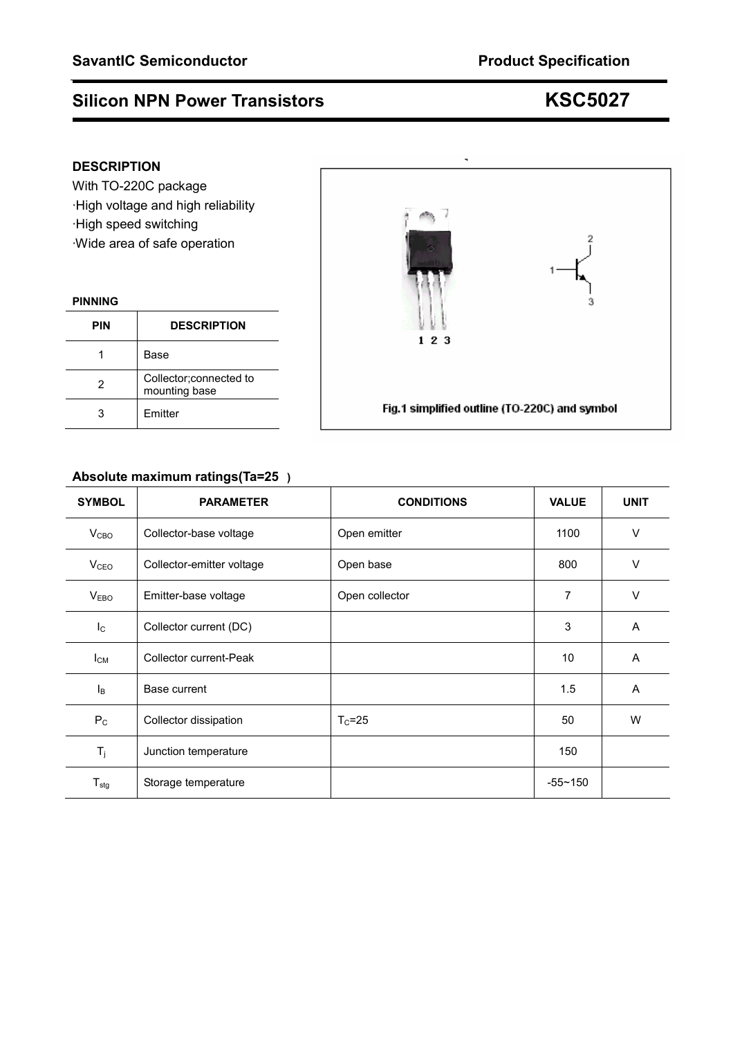# Silicon NPN Power Transistors KSC5027

SavantIC Semiconductor — Product Specification

## DESCRIPTION

With TO-220C package

- High voltage and high reliability
- High speed switching
- Wide area of safe operation

### PINNING

| PIN | DESCRIPTION |
|---|---|
| 1 | Base |
| 2 | Collector;connected to mounting base |
| 3 | Emitter |

Fig.1 simplified outline (TO-220C) and symbol

## Absolute maximum ratings(Ta=25 )

| SYMBOL | PARAMETER | CONDITIONS | VALUE | UNIT |
|---|---|---|---|---|
| $V_{CBO}$ | Collector-base voltage | Open emitter | 1100 | V |
| $V_{CEO}$ | Collector-emitter voltage | Open base | 800 | V |
| $V_{EBO}$ | Emitter-base voltage | Open collector | 7 | V |
| $I_C$ | Collector current (DC) | | 3 | A |
| $I_{CM}$ | Collector current-Peak | | 10 | A |
| $I_B$ | Base current | | 1.5 | A |
| $P_C$ | Collector dissipation | $T_C$=25 | 50 | W |
| $T_j$ | Junction temperature | | 150 | |
| $T_{stg}$ | Storage temperature | | -55~150 | |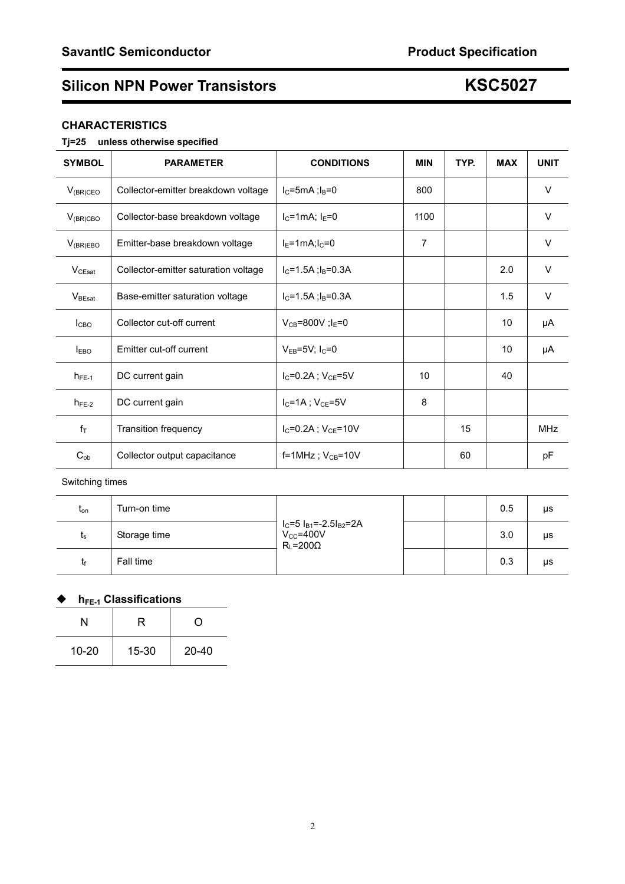## CHARACTERISTICS

**Tj=25 unless otherwise specified**

| SYMBOL | PARAMETER | CONDITIONS | MIN | TYP. | MAX | UNIT |
|---|---|---|---|---|---|---|
| $V_{(BR)CEO}$ | Collector-emitter breakdown voltage | $I_C$=5mA ;$I_B$=0 | 800 | | | V |
| $V_{(BR)CBO}$ | Collector-base breakdown voltage | $I_C$=1mA; $I_E$=0 | 1100 | | | V |
| $V_{(BR)EBO}$ | Emitter-base breakdown voltage | $I_E$=1mA;$I_C$=0 | 7 | | | V |
| $V_{CEsat}$ | Collector-emitter saturation voltage | $I_C$=1.5A ;$I_B$=0.3A | | | 2.0 | V |
| $V_{BEsat}$ | Base-emitter saturation voltage | $I_C$=1.5A ;$I_B$=0.3A | | | 1.5 | V |
| $I_{CBO}$ | Collector cut-off current | $V_{CB}$=800V ;$I_E$=0 | | | 10 | μA |
| $I_{EBO}$ | Emitter cut-off current | $V_{EB}$=5V; $I_C$=0 | | | 10 | μA |
| $h_{FE-1}$ | DC current gain | $I_C$=0.2A ; $V_{CE}$=5V | 10 | | 40 | |
| $h_{FE-2}$ | DC current gain | $I_C$=1A ; $V_{CE}$=5V | 8 | | | |
| $f_T$ | Transition frequency | $I_C$=0.2A ; $V_{CE}$=10V | | 15 | | MHz |
| $C_{ob}$ | Collector output capacitance | f=1MHz ; $V_{CB}$=10V | | 60 | | pF |

Switching times

| | | | | | | |
|---|---|---|---|---|---|---|
| $t_{on}$ | Turn-on time | $I_C$=5 $I_{B1}$=-2.5$I_{B2}$=2A $V_{CC}$=400V $R_L$=200Ω | | | 0.5 | μs |
| $t_s$ | Storage time | | | | 3.0 | μs |
| $t_f$ | Fall time | | | | 0.3 | μs |

### ◆ $h_{FE-1}$ Classifications

| N | R | O |
|---|---|---|
| 10-20 | 15-30 | 20-40 |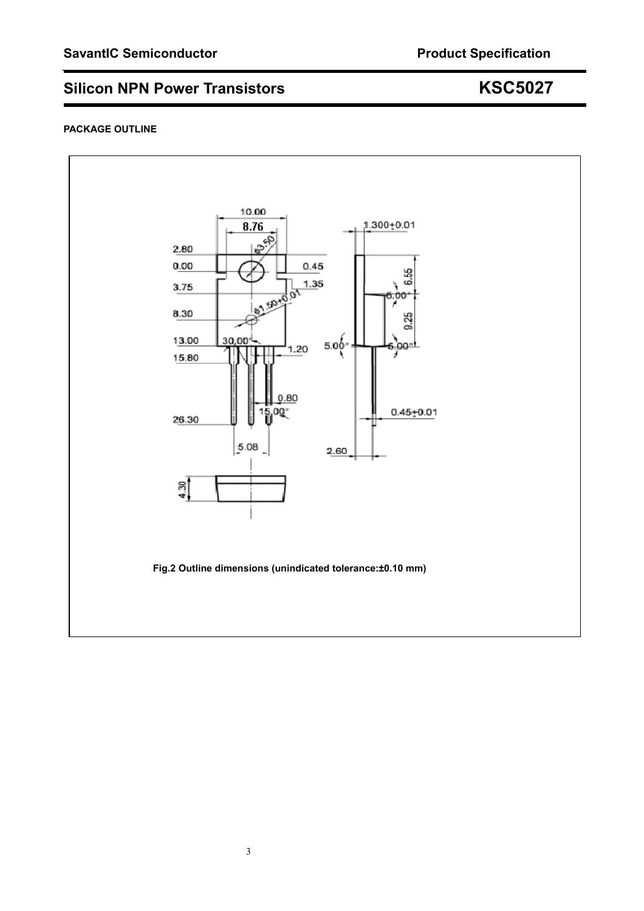## PACKAGE OUTLINE

Fig.2 Outline dimensions (unindicated tolerance:±0.10 mm)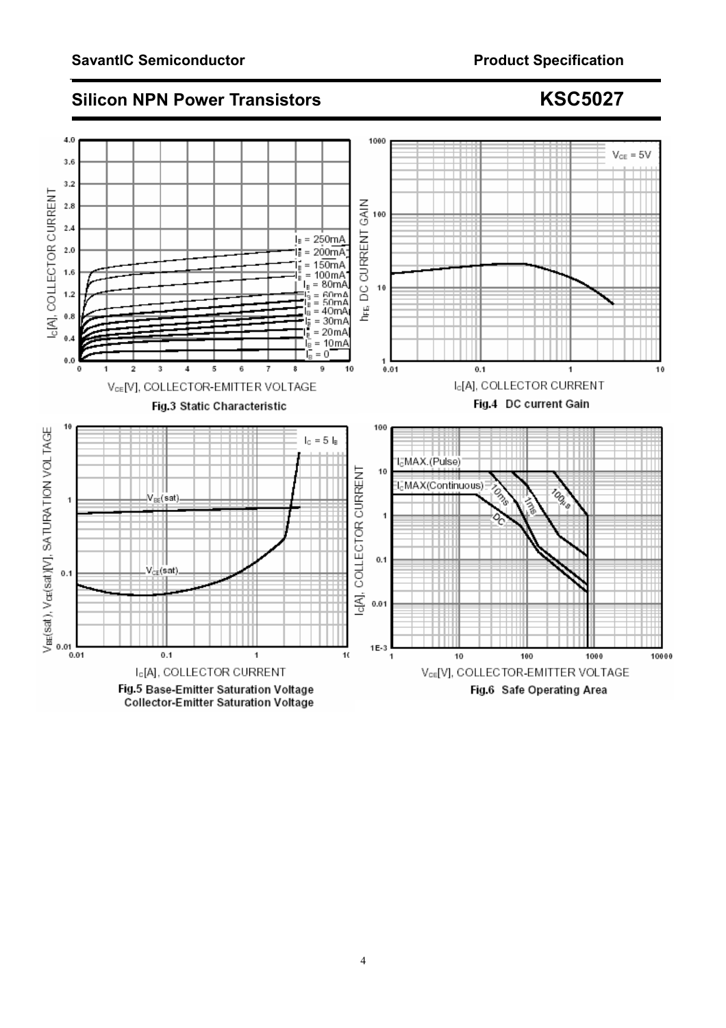# Silicon NPN Power Transistors

## KSC5027

4.0
3.6
3.2
2.8
2.4
2.0
1.6
1.2
0.8
0.4
0.0

$I_C$[A], COLLECTOR CURRENT

$I_B$ = 250mA
$I_B$ = 200mA
$I_B$ = 150mA
$I_B$ = 100mA
$I_B$ = 80mA
$I_B$ = 60mA
$I_B$ = 50mA
$I_B$ = 40mA
$I_B$ = 30mA
$I_B$ = 20mA
$I_B$ = 10mA
$I_B$ = 0

0 1 2 3 4 5 6 7 8 9 10

$V_{CE}$[V], COLLECTOR-EMITTER VOLTAGE

**Fig.3 Static Characteristic**

1000
100
10
1

$h_{FE}$, DC CURRENT GAIN

$V_{CE}$ = 5V

0.01 0.1 1 10

$I_C$[A], COLLECTOR CURRENT

**Fig.4 DC current Gain**

10
1
0.1
0.01

$V_{BE}$(sat), $V_{CE}$(sat)[V], SATURATION VOLTAGE

$I_C$ = 5 $I_B$

$V_{BE}$(sat)

$V_{CE}$(sat)

0.01 0.1 1 10

$I_C$[A], COLLECTOR CURRENT

**Fig.5 Base-Emitter Saturation Voltage**
**Collector-Emitter Saturation Voltage**

100
10
1
0.1
0.01
1E-3

$I_C$[A], COLLECTOR CURRENT

$I_C$MAX.(Pulse)
$I_C$MAX(Continuous)
10ms
1ms
100μs
DC

1 10 100 1000 10000

$V_{CE}$[V], COLLECTOR-EMITTER VOLTAGE

**Fig.6 Safe Operating Area**